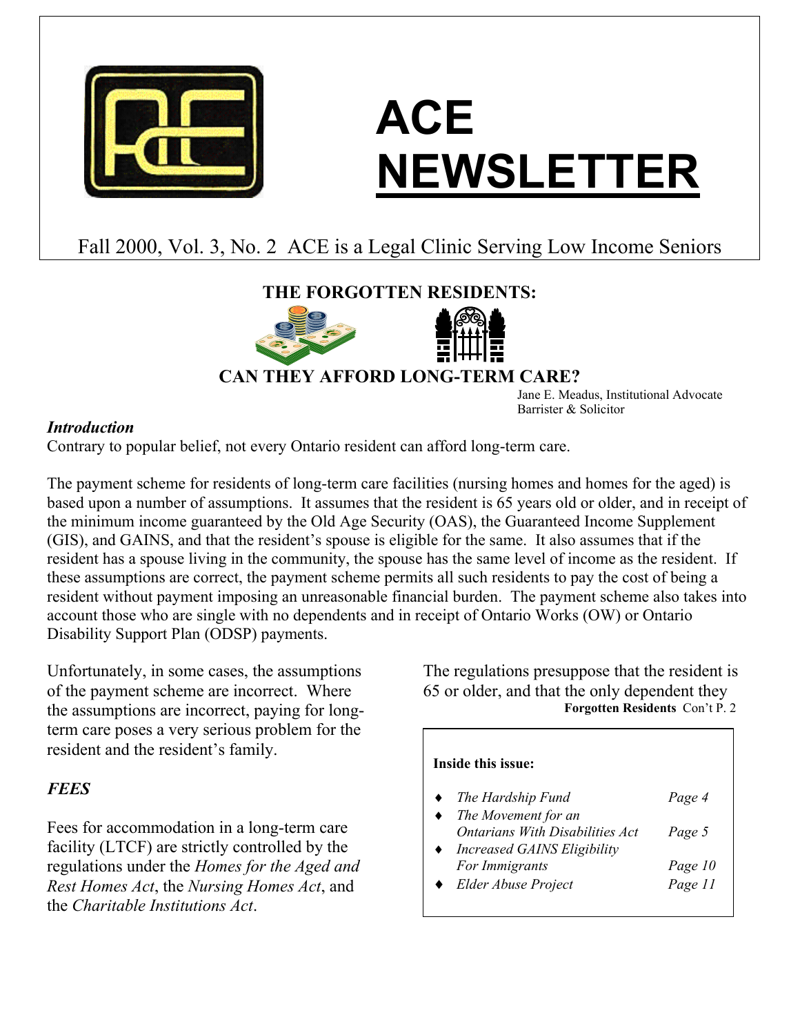# ACE NEWSLETTER

Fall 2000, Vol. 3, No. 2  ACE is a Legal Clinic Serving Low Income Seniors

## THE FORGOTTEN RESIDENTS: CAN THEY AFFORD LONG-TERM CARE?

Jane E. Meadus, Institutional Advocate
Barrister & Solicitor

### *Introduction*

Contrary to popular belief, not every Ontario resident can afford long-term care.

The payment scheme for residents of long-term care facilities (nursing homes and homes for the aged) is based upon a number of assumptions. It assumes that the resident is 65 years old or older, and in receipt of the minimum income guaranteed by the Old Age Security (OAS), the Guaranteed Income Supplement (GIS), and GAINS, and that the resident's spouse is eligible for the same. It also assumes that if the resident has a spouse living in the community, the spouse has the same level of income as the resident. If these assumptions are correct, the payment scheme permits all such residents to pay the cost of being a resident without payment imposing an unreasonable financial burden. The payment scheme also takes into account those who are single with no dependents and in receipt of Ontario Works (OW) or Ontario Disability Support Plan (ODSP) payments.

Unfortunately, in some cases, the assumptions of the payment scheme are incorrect. Where the assumptions are incorrect, paying for long-term care poses a very serious problem for the resident and the resident's family.

### *FEES*

Fees for accommodation in a long-term care facility (LTCF) are strictly controlled by the regulations under the *Homes for the Aged and Rest Homes Act*, the *Nursing Homes Act*, and the *Charitable Institutions Act*.

The regulations presuppose that the resident is 65 or older, and that the only dependent they

**Forgotten Residents** Con't P. 2

**Inside this issue:**

- *The Hardship Fund* — *Page 4*
- *The Movement for an Ontarians With Disabilities Act* — *Page 5*
- *Increased GAINS Eligibility For Immigrants* — *Page 10*
- *Elder Abuse Project* — *Page 11*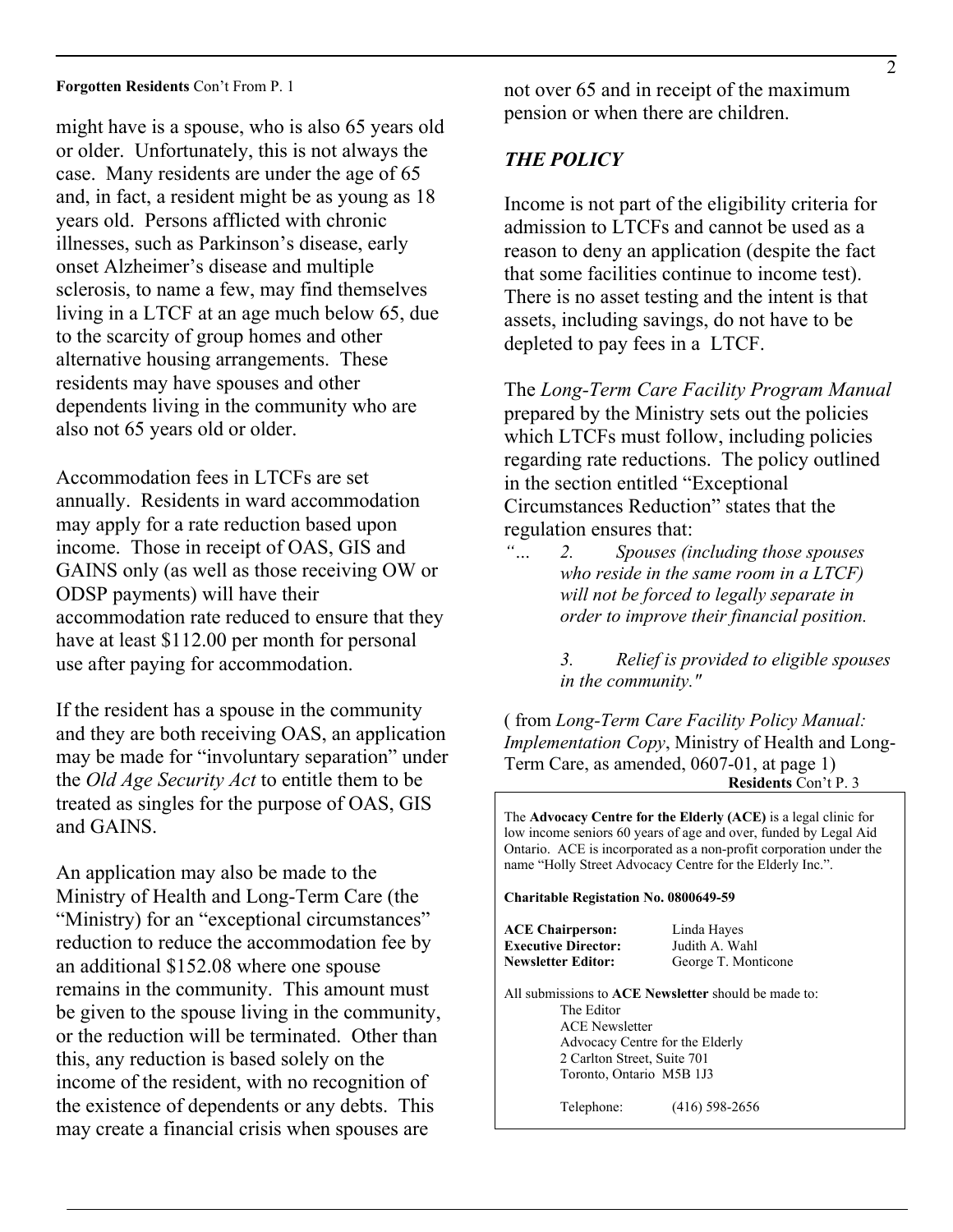**Forgotten Residents** Con't From P. 1

might have is a spouse, who is also 65 years old or older. Unfortunately, this is not always the case. Many residents are under the age of 65 and, in fact, a resident might be as young as 18 years old. Persons afflicted with chronic illnesses, such as Parkinson's disease, early onset Alzheimer's disease and multiple sclerosis, to name a few, may find themselves living in a LTCF at an age much below 65, due to the scarcity of group homes and other alternative housing arrangements. These residents may have spouses and other dependents living in the community who are also not 65 years old or older.

Accommodation fees in LTCFs are set annually. Residents in ward accommodation may apply for a rate reduction based upon income. Those in receipt of OAS, GIS and GAINS only (as well as those receiving OW or ODSP payments) will have their accommodation rate reduced to ensure that they have at least $112.00 per month for personal use after paying for accommodation.

If the resident has a spouse in the community and they are both receiving OAS, an application may be made for "involuntary separation" under the *Old Age Security Act* to entitle them to be treated as singles for the purpose of OAS, GIS and GAINS.

An application may also be made to the Ministry of Health and Long-Term Care (the "Ministry) for an "exceptional circumstances" reduction to reduce the accommodation fee by an additional $152.08 where one spouse remains in the community. This amount must be given to the spouse living in the community, or the reduction will be terminated. Other than this, any reduction is based solely on the income of the resident, with no recognition of the existence of dependents or any debts. This may create a financial crisis when spouses are not over 65 and in receipt of the maximum pension or when there are children.

### *THE POLICY*

Income is not part of the eligibility criteria for admission to LTCFs and cannot be used as a reason to deny an application (despite the fact that some facilities continue to income test). There is no asset testing and the intent is that assets, including savings, do not have to be depleted to pay fees in a LTCF.

The *Long-Term Care Facility Program Manual* prepared by the Ministry sets out the policies which LTCFs must follow, including policies regarding rate reductions. The policy outlined in the section entitled "Exceptional Circumstances Reduction" states that the regulation ensures that:

> "… 2. *Spouses (including those spouses who reside in the same room in a LTCF) will not be forced to legally separate in order to improve their financial position.*
>
> 3. *Relief is provided to eligible spouses in the community."*

( from *Long-Term Care Facility Policy Manual: Implementation Copy*, Ministry of Health and Long-Term Care, as amended, 0607-01, at page 1)

**Residents** Con't P. 3

---

The **Advocacy Centre for the Elderly (ACE)** is a legal clinic for low income seniors 60 years of age and over, funded by Legal Aid Ontario. ACE is incorporated as a non-profit corporation under the name "Holly Street Advocacy Centre for the Elderly Inc.".

**Charitable Registation No. 0800649-59**

**ACE Chairperson:** Linda Hayes
**Executive Director:** Judith A. Wahl
**Newsletter Editor:** George T. Monticone

All submissions to **ACE Newsletter** should be made to:
The Editor
ACE Newsletter
Advocacy Centre for the Elderly
2 Carlton Street, Suite 701
Toronto, Ontario M5B 1J3

Telephone: (416) 598-2656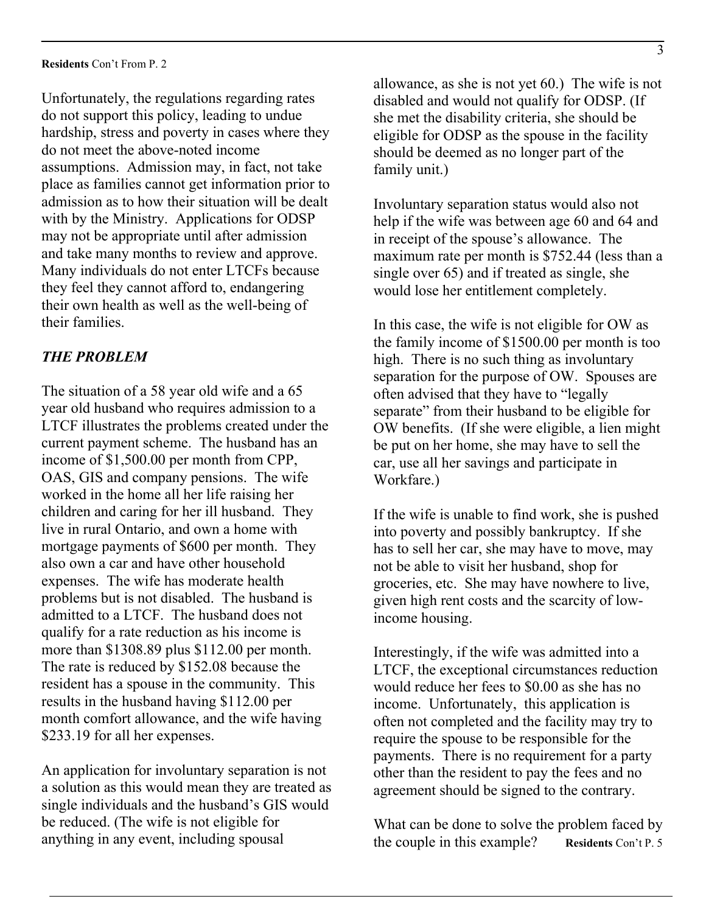**Residents** Con't From P. 2

Unfortunately, the regulations regarding rates do not support this policy, leading to undue hardship, stress and poverty in cases where they do not meet the above-noted income assumptions. Admission may, in fact, not take place as families cannot get information prior to admission as to how their situation will be dealt with by the Ministry. Applications for ODSP may not be appropriate until after admission and take many months to review and approve. Many individuals do not enter LTCFs because they feel they cannot afford to, endangering their own health as well as the well-being of their families.

### *THE PROBLEM*

The situation of a 58 year old wife and a 65 year old husband who requires admission to a LTCF illustrates the problems created under the current payment scheme. The husband has an income of $1,500.00 per month from CPP, OAS, GIS and company pensions. The wife worked in the home all her life raising her children and caring for her ill husband. They live in rural Ontario, and own a home with mortgage payments of $600 per month. They also own a car and have other household expenses. The wife has moderate health problems but is not disabled. The husband is admitted to a LTCF. The husband does not qualify for a rate reduction as his income is more than $1308.89 plus $112.00 per month. The rate is reduced by $152.08 because the resident has a spouse in the community. This results in the husband having $112.00 per month comfort allowance, and the wife having $233.19 for all her expenses.

An application for involuntary separation is not a solution as this would mean they are treated as single individuals and the husband's GIS would be reduced. (The wife is not eligible for anything in any event, including spousal allowance, as she is not yet 60.) The wife is not disabled and would not qualify for ODSP. (If she met the disability criteria, she should be eligible for ODSP as the spouse in the facility should be deemed as no longer part of the family unit.)

Involuntary separation status would also not help if the wife was between age 60 and 64 and in receipt of the spouse's allowance. The maximum rate per month is $752.44 (less than a single over 65) and if treated as single, she would lose her entitlement completely.

In this case, the wife is not eligible for OW as the family income of $1500.00 per month is too high. There is no such thing as involuntary separation for the purpose of OW. Spouses are often advised that they have to "legally separate" from their husband to be eligible for OW benefits. (If she were eligible, a lien might be put on her home, she may have to sell the car, use all her savings and participate in Workfare.)

If the wife is unable to find work, she is pushed into poverty and possibly bankruptcy. If she has to sell her car, she may have to move, may not be able to visit her husband, shop for groceries, etc. She may have nowhere to live, given high rent costs and the scarcity of low-income housing.

Interestingly, if the wife was admitted into a LTCF, the exceptional circumstances reduction would reduce her fees to $0.00 as she has no income. Unfortunately, this application is often not completed and the facility may try to require the spouse to be responsible for the payments. There is no requirement for a party other than the resident to pay the fees and no agreement should be signed to the contrary.

What can be done to solve the problem faced by the couple in this example? **Residents** Con't P. 5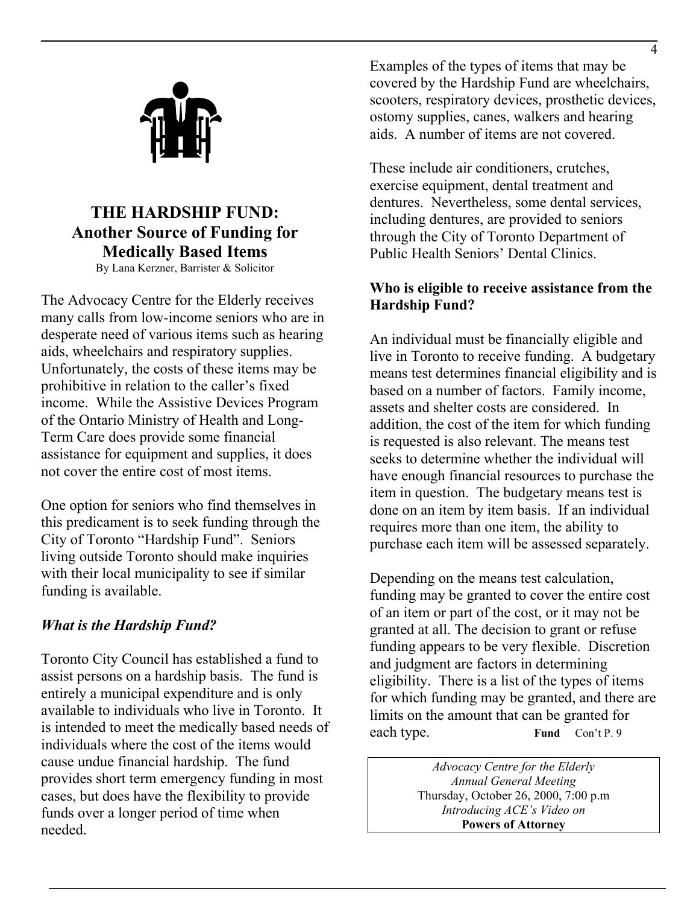## THE HARDSHIP FUND: Another Source of Funding for Medically Based Items

By Lana Kerzner, Barrister & Solicitor

The Advocacy Centre for the Elderly receives many calls from low-income seniors who are in desperate need of various items such as hearing aids, wheelchairs and respiratory supplies. Unfortunately, the costs of these items may be prohibitive in relation to the caller's fixed income. While the Assistive Devices Program of the Ontario Ministry of Health and Long-Term Care does provide some financial assistance for equipment and supplies, it does not cover the entire cost of most items.

One option for seniors who find themselves in this predicament is to seek funding through the City of Toronto "Hardship Fund". Seniors living outside Toronto should make inquiries with their local municipality to see if similar funding is available.

### *What is the Hardship Fund?*

Toronto City Council has established a fund to assist persons on a hardship basis. The fund is entirely a municipal expenditure and is only available to individuals who live in Toronto. It is intended to meet the medically based needs of individuals where the cost of the items would cause undue financial hardship. The fund provides short term emergency funding in most cases, but does have the flexibility to provide funds over a longer period of time when needed.

Examples of the types of items that may be covered by the Hardship Fund are wheelchairs, scooters, respiratory devices, prosthetic devices, ostomy supplies, canes, walkers and hearing aids. A number of items are not covered.

These include air conditioners, crutches, exercise equipment, dental treatment and dentures. Nevertheless, some dental services, including dentures, are provided to seniors through the City of Toronto Department of Public Health Seniors' Dental Clinics.

### Who is eligible to receive assistance from the Hardship Fund?

An individual must be financially eligible and live in Toronto to receive funding. A budgetary means test determines financial eligibility and is based on a number of factors. Family income, assets and shelter costs are considered. In addition, the cost of the item for which funding is requested is also relevant. The means test seeks to determine whether the individual will have enough financial resources to purchase the item in question. The budgetary means test is done on an item by item basis. If an individual requires more than one item, the ability to purchase each item will be assessed separately.

Depending on the means test calculation, funding may be granted to cover the entire cost of an item or part of the cost, or it may not be granted at all. The decision to grant or refuse funding appears to be very flexible. Discretion and judgment are factors in determining eligibility. There is a list of the types of items for which funding may be granted, and there are limits on the amount that can be granted for each type. **Fund** Con't P. 9

*Advocacy Centre for the Elderly*
*Annual General Meeting*
Thursday, October 26, 2000, 7:00 p.m
*Introducing ACE's Video on*
**Powers of Attorney**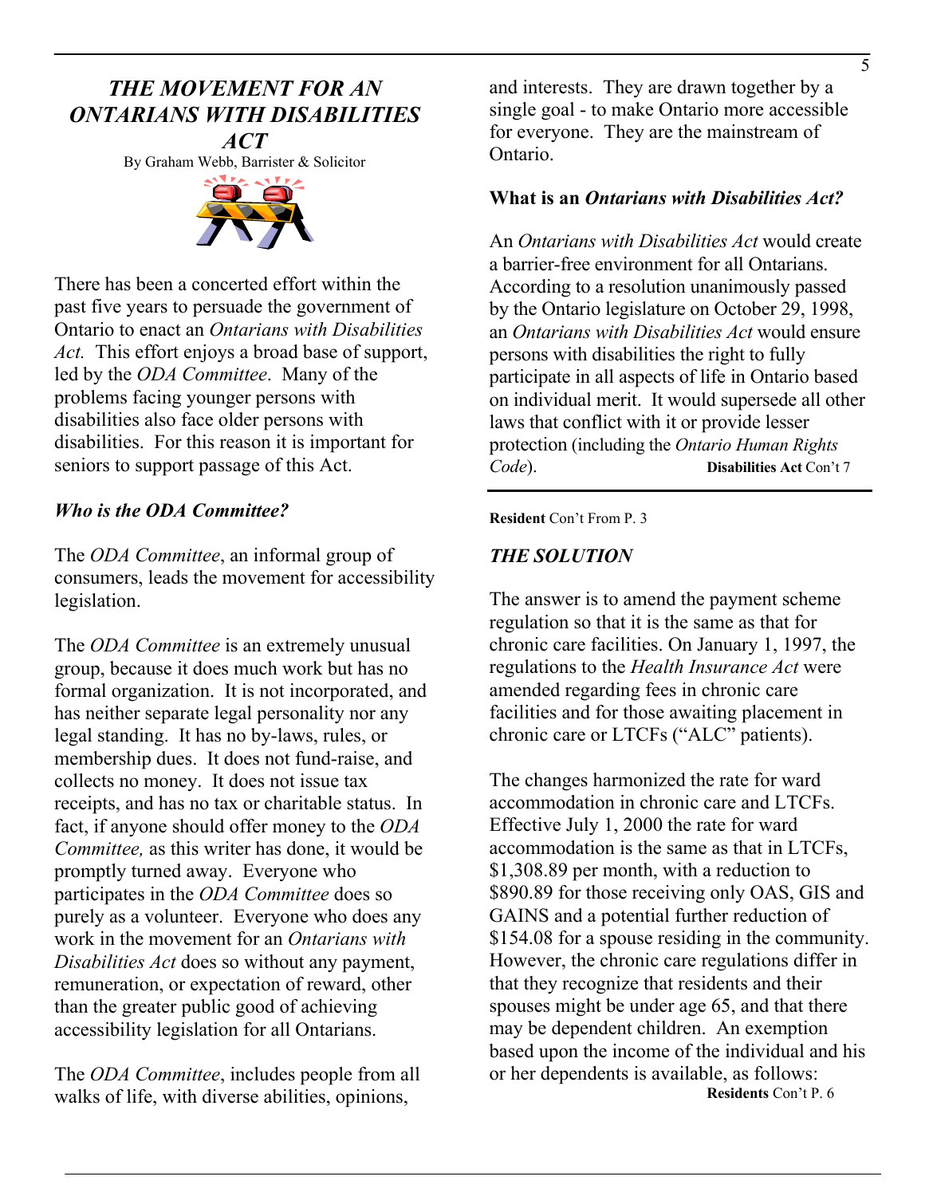## *THE MOVEMENT FOR AN ONTARIANS WITH DISABILITIES ACT*

By Graham Webb, Barrister & Solicitor

There has been a concerted effort within the past five years to persuade the government of Ontario to enact an *Ontarians with Disabilities Act.* This effort enjoys a broad base of support, led by the *ODA Committee*. Many of the problems facing younger persons with disabilities also face older persons with disabilities. For this reason it is important for seniors to support passage of this Act.

### *Who is the ODA Committee?*

The *ODA Committee*, an informal group of consumers, leads the movement for accessibility legislation.

The *ODA Committee* is an extremely unusual group, because it does much work but has no formal organization. It is not incorporated, and has neither separate legal personality nor any legal standing. It has no by-laws, rules, or membership dues. It does not fund-raise, and collects no money. It does not issue tax receipts, and has no tax or charitable status. In fact, if anyone should offer money to the *ODA Committee,* as this writer has done, it would be promptly turned away. Everyone who participates in the *ODA Committee* does so purely as a volunteer. Everyone who does any work in the movement for an *Ontarians with Disabilities Act* does so without any payment, remuneration, or expectation of reward, other than the greater public good of achieving accessibility legislation for all Ontarians.

The *ODA Committee*, includes people from all walks of life, with diverse abilities, opinions, and interests. They are drawn together by a single goal - to make Ontario more accessible for everyone. They are the mainstream of Ontario.

### What is an *Ontarians with Disabilities Act?*

An *Ontarians with Disabilities Act* would create a barrier-free environment for all Ontarians. According to a resolution unanimously passed by the Ontario legislature on October 29, 1998, an *Ontarians with Disabilities Act* would ensure persons with disabilities the right to fully participate in all aspects of life in Ontario based on individual merit. It would supersede all other laws that conflict with it or provide lesser protection (including the *Ontario Human Rights Code*).

**Disabilities Act** Con't 7

---

**Resident** Con't From P. 3

### *THE SOLUTION*

The answer is to amend the payment scheme regulation so that it is the same as that for chronic care facilities. On January 1, 1997, the regulations to the *Health Insurance Act* were amended regarding fees in chronic care facilities and for those awaiting placement in chronic care or LTCFs ("ALC" patients).

The changes harmonized the rate for ward accommodation in chronic care and LTCFs. Effective July 1, 2000 the rate for ward accommodation is the same as that in LTCFs, $1,308.89 per month, with a reduction to $890.89 for those receiving only OAS, GIS and GAINS and a potential further reduction of $154.08 for a spouse residing in the community. However, the chronic care regulations differ in that they recognize that residents and their spouses might be under age 65, and that there may be dependent children. An exemption based upon the income of the individual and his or her dependents is available, as follows:

**Residents** Con't P. 6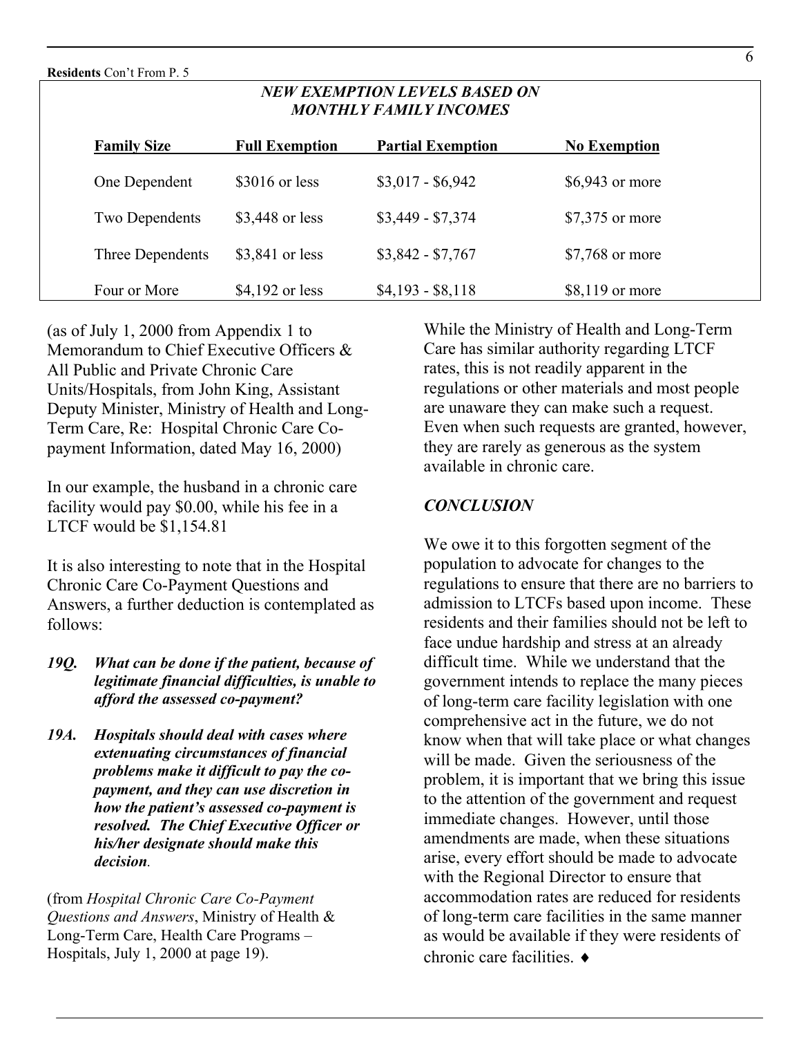**Residents** Con't From P. 5

### *NEW EXEMPTION LEVELS BASED ON MONTHLY FAMILY INCOMES*

| Family Size | Full Exemption | Partial Exemption | No Exemption |
|---|---|---|---|
| One Dependent | $3016 or less | $3,017 - $6,942 | $6,943 or more |
| Two Dependents | $3,448 or less | $3,449 - $7,374 | $7,375 or more |
| Three Dependents | $3,841 or less | $3,842 - $7,767 | $7,768 or more |
| Four or More | $4,192 or less | $4,193 - $8,118 | $8,119 or more |

(as of July 1, 2000 from Appendix 1 to Memorandum to Chief Executive Officers & All Public and Private Chronic Care Units/Hospitals, from John King, Assistant Deputy Minister, Ministry of Health and Long-Term Care, Re: Hospital Chronic Care Co-payment Information, dated May 16, 2000)

In our example, the husband in a chronic care facility would pay $0.00, while his fee in a LTCF would be $1,154.81

It is also interesting to note that in the Hospital Chronic Care Co-Payment Questions and Answers, a further deduction is contemplated as follows:

***19Q. What can be done if the patient, because of legitimate financial difficulties, is unable to afford the assessed co-payment?***

***19A. Hospitals should deal with cases where extenuating circumstances of financial problems make it difficult to pay the co-payment, and they can use discretion in how the patient's assessed co-payment is resolved. The Chief Executive Officer or his/her designate should make this decision.***

(from *Hospital Chronic Care Co-Payment Questions and Answers*, Ministry of Health & Long-Term Care, Health Care Programs – Hospitals, July 1, 2000 at page 19).

While the Ministry of Health and Long-Term Care has similar authority regarding LTCF rates, this is not readily apparent in the regulations or other materials and most people are unaware they can make such a request. Even when such requests are granted, however, they are rarely as generous as the system available in chronic care.

### *CONCLUSION*

We owe it to this forgotten segment of the population to advocate for changes to the regulations to ensure that there are no barriers to admission to LTCFs based upon income. These residents and their families should not be left to face undue hardship and stress at an already difficult time. While we understand that the government intends to replace the many pieces of long-term care facility legislation with one comprehensive act in the future, we do not know when that will take place or what changes will be made. Given the seriousness of the problem, it is important that we bring this issue to the attention of the government and request immediate changes. However, until those amendments are made, when these situations arise, every effort should be made to advocate with the Regional Director to ensure that accommodation rates are reduced for residents of long-term care facilities in the same manner as would be available if they were residents of chronic care facilities. ♦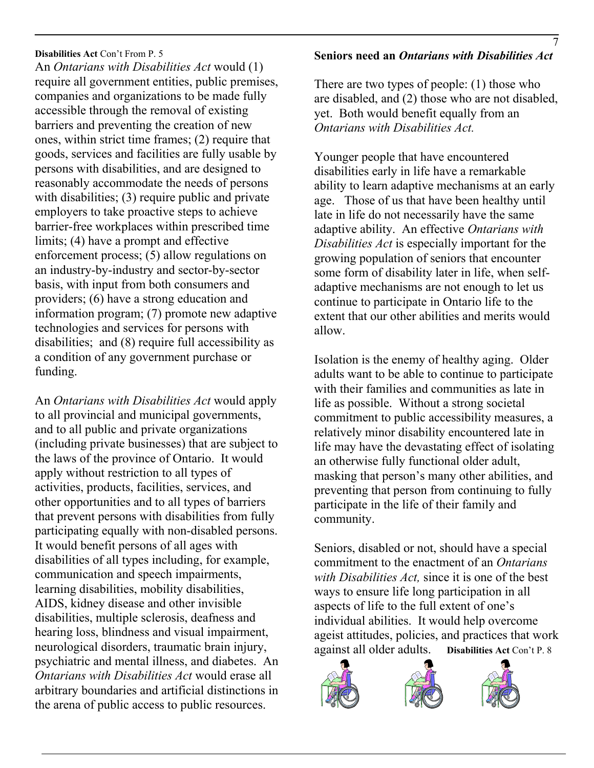**Disabilities Act** Con't From P. 5

An *Ontarians with Disabilities Act* would (1) require all government entities, public premises, companies and organizations to be made fully accessible through the removal of existing barriers and preventing the creation of new ones, within strict time frames; (2) require that goods, services and facilities are fully usable by persons with disabilities, and are designed to reasonably accommodate the needs of persons with disabilities; (3) require public and private employers to take proactive steps to achieve barrier-free workplaces within prescribed time limits; (4) have a prompt and effective enforcement process; (5) allow regulations on an industry-by-industry and sector-by-sector basis, with input from both consumers and providers; (6) have a strong education and information program; (7) promote new adaptive technologies and services for persons with disabilities; and (8) require full accessibility as a condition of any government purchase or funding.

An *Ontarians with Disabilities Act* would apply to all provincial and municipal governments, and to all public and private organizations (including private businesses) that are subject to the laws of the province of Ontario. It would apply without restriction to all types of activities, products, facilities, services, and other opportunities and to all types of barriers that prevent persons with disabilities from fully participating equally with non-disabled persons. It would benefit persons of all ages with disabilities of all types including, for example, communication and speech impairments, learning disabilities, mobility disabilities, AIDS, kidney disease and other invisible disabilities, multiple sclerosis, deafness and hearing loss, blindness and visual impairment, neurological disorders, traumatic brain injury, psychiatric and mental illness, and diabetes. An *Ontarians with Disabilities Act* would erase all arbitrary boundaries and artificial distinctions in the arena of public access to public resources.

**Seniors need an *Ontarians with Disabilities Act***

There are two types of people: (1) those who are disabled, and (2) those who are not disabled, yet. Both would benefit equally from an *Ontarians with Disabilities Act.*

Younger people that have encountered disabilities early in life have a remarkable ability to learn adaptive mechanisms at an early age. Those of us that have been healthy until late in life do not necessarily have the same adaptive ability. An effective *Ontarians with Disabilities Act* is especially important for the growing population of seniors that encounter some form of disability later in life, when self-adaptive mechanisms are not enough to let us continue to participate in Ontario life to the extent that our other abilities and merits would allow.

Isolation is the enemy of healthy aging. Older adults want to be able to continue to participate with their families and communities as late in life as possible. Without a strong societal commitment to public accessibility measures, a relatively minor disability encountered late in life may have the devastating effect of isolating an otherwise fully functional older adult, masking that person's many other abilities, and preventing that person from continuing to fully participate in the life of their family and community.

Seniors, disabled or not, should have a special commitment to the enactment of an *Ontarians with Disabilities Act,* since it is one of the best ways to ensure life long participation in all aspects of life to the full extent of one's individual abilities. It would help overcome ageist attitudes, policies, and practices that work against all older adults. **Disabilities Act** Con't P. 8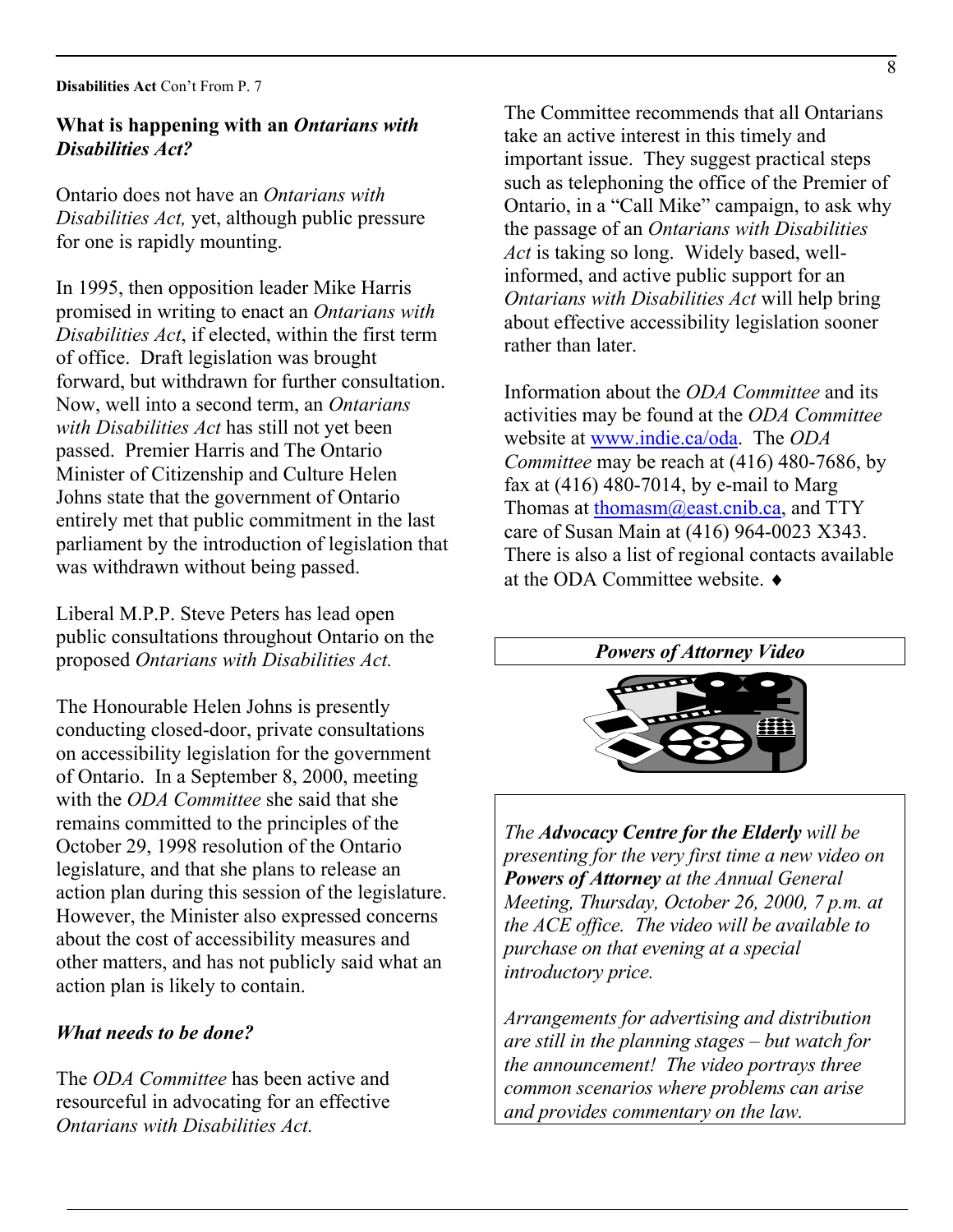**Disabilities Act** Con't From P. 7

### What is happening with an *Ontarians with Disabilities Act?*

Ontario does not have an *Ontarians with Disabilities Act,* yet, although public pressure for one is rapidly mounting.

In 1995, then opposition leader Mike Harris promised in writing to enact an *Ontarians with Disabilities Act*, if elected, within the first term of office. Draft legislation was brought forward, but withdrawn for further consultation. Now, well into a second term, an *Ontarians with Disabilities Act* has still not yet been passed. Premier Harris and The Ontario Minister of Citizenship and Culture Helen Johns state that the government of Ontario entirely met that public commitment in the last parliament by the introduction of legislation that was withdrawn without being passed.

Liberal M.P.P. Steve Peters has lead open public consultations throughout Ontario on the proposed *Ontarians with Disabilities Act.*

The Honourable Helen Johns is presently conducting closed-door, private consultations on accessibility legislation for the government of Ontario. In a September 8, 2000, meeting with the *ODA Committee* she said that she remains committed to the principles of the October 29, 1998 resolution of the Ontario legislature, and that she plans to release an action plan during this session of the legislature. However, the Minister also expressed concerns about the cost of accessibility measures and other matters, and has not publicly said what an action plan is likely to contain.

### *What needs to be done?*

The *ODA Committee* has been active and resourceful in advocating for an effective *Ontarians with Disabilities Act.*

The Committee recommends that all Ontarians take an active interest in this timely and important issue. They suggest practical steps such as telephoning the office of the Premier of Ontario, in a "Call Mike" campaign, to ask why the passage of an *Ontarians with Disabilities Act* is taking so long. Widely based, well-informed, and active public support for an *Ontarians with Disabilities Act* will help bring about effective accessibility legislation sooner rather than later.

Information about the *ODA Committee* and its activities may be found at the *ODA Committee* website at www.indie.ca/oda. The *ODA Committee* may be reach at (416) 480-7686, by fax at (416) 480-7014, by e-mail to Marg Thomas at thomasm@east.cnib.ca, and TTY care of Susan Main at (416) 964-0023 X343. There is also a list of regional contacts available at the ODA Committee website. ♦

### *Powers of Attorney Video*

*The **Advocacy Centre for the Elderly** will be presenting for the very first time a new video on **Powers of Attorney** at the Annual General Meeting, Thursday, October 26, 2000, 7 p.m. at the ACE office. The video will be available to purchase on that evening at a special introductory price.*

*Arrangements for advertising and distribution are still in the planning stages – but watch for the announcement! The video portrays three common scenarios where problems can arise and provides commentary on the law.*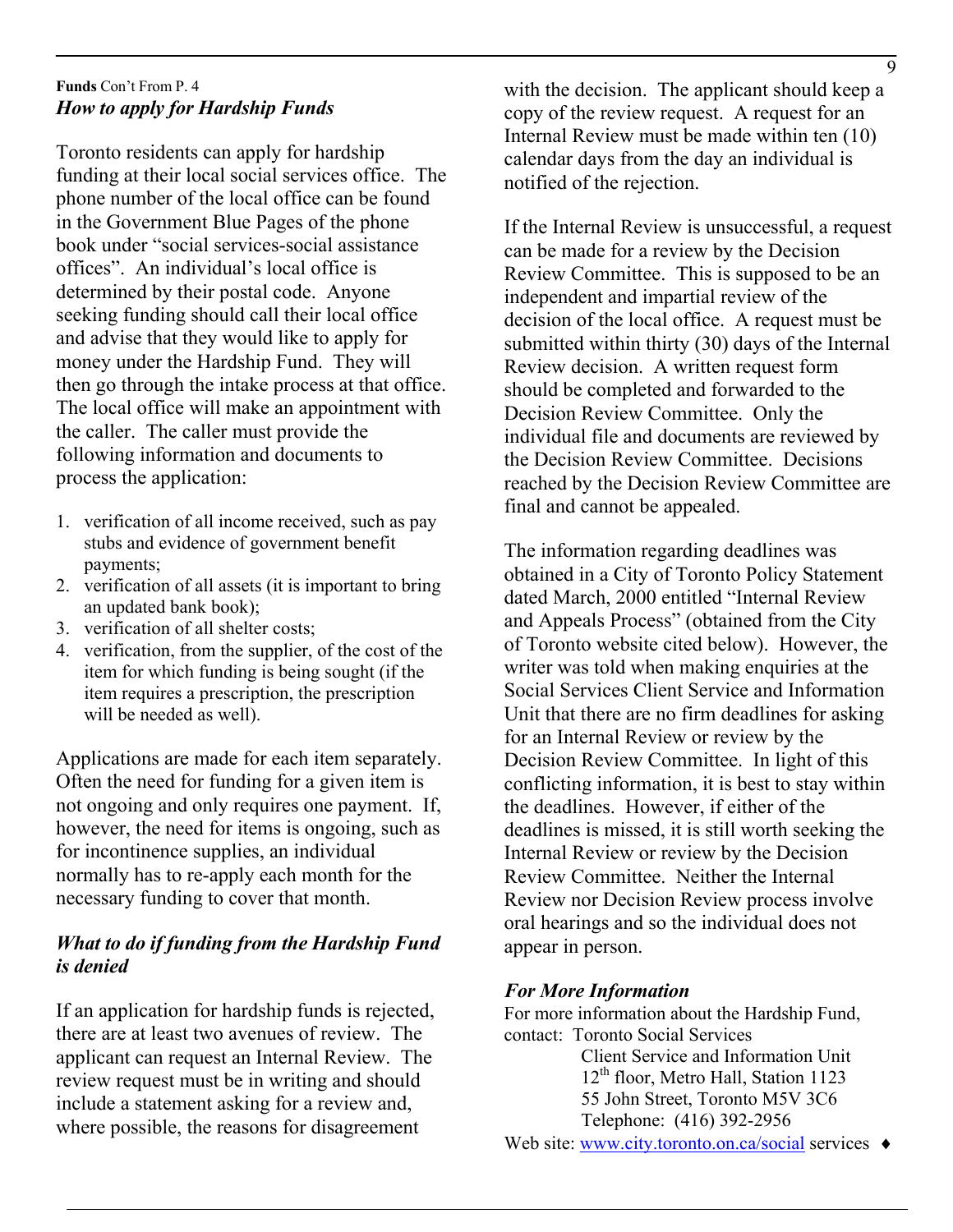**Funds** Con't From P. 4

### *How to apply for Hardship Funds*

Toronto residents can apply for hardship funding at their local social services office. The phone number of the local office can be found in the Government Blue Pages of the phone book under "social services-social assistance offices". An individual's local office is determined by their postal code. Anyone seeking funding should call their local office and advise that they would like to apply for money under the Hardship Fund. They will then go through the intake process at that office. The local office will make an appointment with the caller. The caller must provide the following information and documents to process the application:

1. verification of all income received, such as pay stubs and evidence of government benefit payments;
2. verification of all assets (it is important to bring an updated bank book);
3. verification of all shelter costs;
4. verification, from the supplier, of the cost of the item for which funding is being sought (if the item requires a prescription, the prescription will be needed as well).

Applications are made for each item separately. Often the need for funding for a given item is not ongoing and only requires one payment. If, however, the need for items is ongoing, such as for incontinence supplies, an individual normally has to re-apply each month for the necessary funding to cover that month.

### *What to do if funding from the Hardship Fund is denied*

If an application for hardship funds is rejected, there are at least two avenues of review. The applicant can request an Internal Review. The review request must be in writing and should include a statement asking for a review and, where possible, the reasons for disagreement with the decision. The applicant should keep a copy of the review request. A request for an Internal Review must be made within ten (10) calendar days from the day an individual is notified of the rejection.

If the Internal Review is unsuccessful, a request can be made for a review by the Decision Review Committee. This is supposed to be an independent and impartial review of the decision of the local office. A request must be submitted within thirty (30) days of the Internal Review decision. A written request form should be completed and forwarded to the Decision Review Committee. Only the individual file and documents are reviewed by the Decision Review Committee. Decisions reached by the Decision Review Committee are final and cannot be appealed.

The information regarding deadlines was obtained in a City of Toronto Policy Statement dated March, 2000 entitled "Internal Review and Appeals Process" (obtained from the City of Toronto website cited below). However, the writer was told when making enquiries at the Social Services Client Service and Information Unit that there are no firm deadlines for asking for an Internal Review or review by the Decision Review Committee. In light of this conflicting information, it is best to stay within the deadlines. However, if either of the deadlines is missed, it is still worth seeking the Internal Review or review by the Decision Review Committee. Neither the Internal Review nor Decision Review process involve oral hearings and so the individual does not appear in person.

### *For More Information*

For more information about the Hardship Fund, contact: Toronto Social Services
Client Service and Information Unit
12th floor, Metro Hall, Station 1123
55 John Street, Toronto M5V 3C6
Telephone: (416) 392-2956

Web site: www.city.toronto.on.ca/social services ♦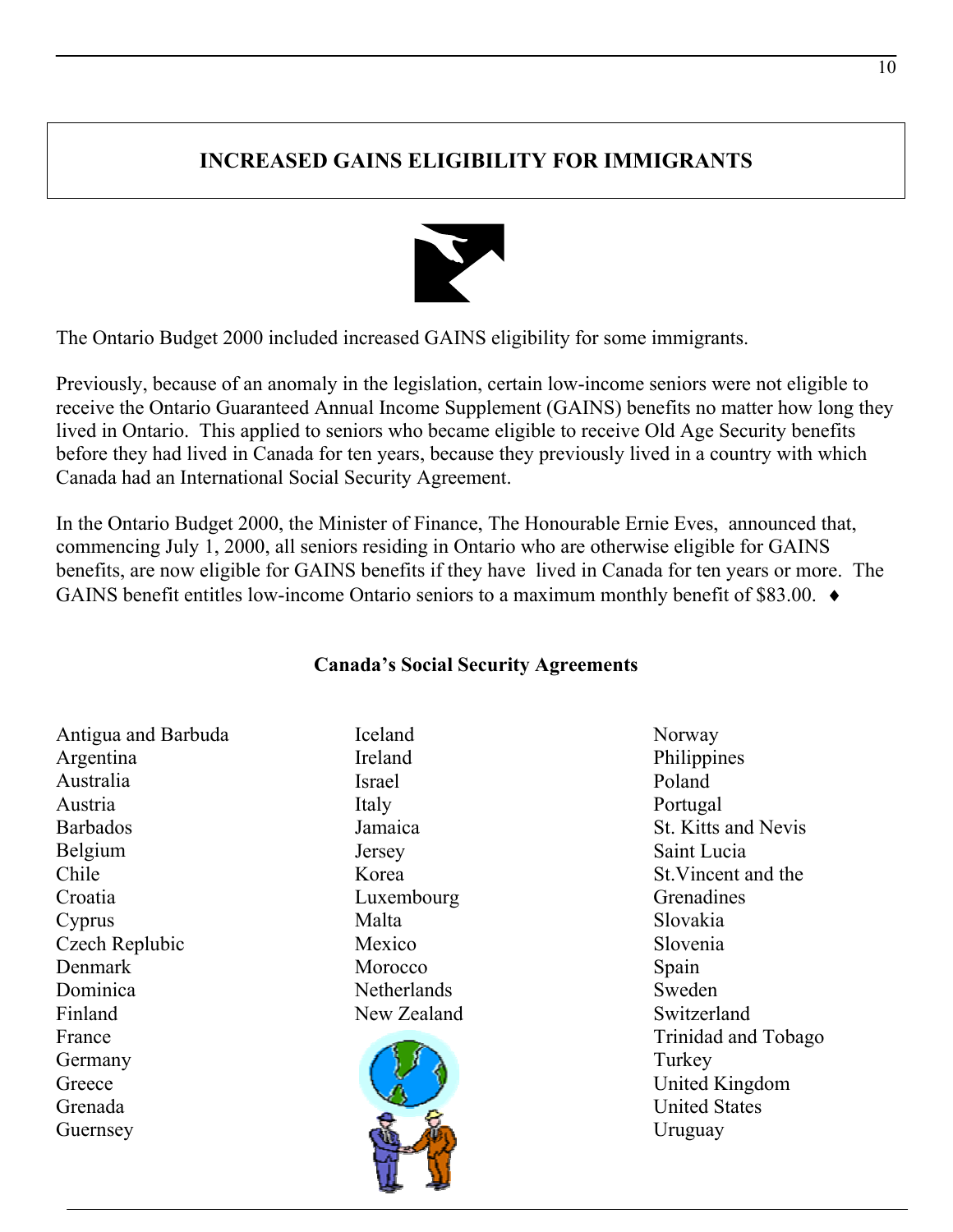## INCREASED GAINS ELIGIBILITY FOR IMMIGRANTS

The Ontario Budget 2000 included increased GAINS eligibility for some immigrants.

Previously, because of an anomaly in the legislation, certain low-income seniors were not eligible to receive the Ontario Guaranteed Annual Income Supplement (GAINS) benefits no matter how long they lived in Ontario. This applied to seniors who became eligible to receive Old Age Security benefits before they had lived in Canada for ten years, because they previously lived in a country with which Canada had an International Social Security Agreement.

In the Ontario Budget 2000, the Minister of Finance, The Honourable Ernie Eves, announced that, commencing July 1, 2000, all seniors residing in Ontario who are otherwise eligible for GAINS benefits, are now eligible for GAINS benefits if they have lived in Canada for ten years or more. The GAINS benefit entitles low-income Ontario seniors to a maximum monthly benefit of $83.00. ♦

### Canada's Social Security Agreements

Antigua and Barbuda
Argentina
Australia
Austria
Barbados
Belgium
Chile
Croatia
Cyprus
Czech Replubic
Denmark
Dominica
Finland
France
Germany
Greece
Grenada
Guernsey
Iceland
Ireland
Israel
Italy
Jamaica
Jersey
Korea
Luxembourg
Malta
Mexico
Morocco
Netherlands
New Zealand
Norway
Philippines
Poland
Portugal
St. Kitts and Nevis
Saint Lucia
St.Vincent and the Grenadines
Slovakia
Slovenia
Spain
Sweden
Switzerland
Trinidad and Tobago
Turkey
United Kingdom
United States
Uruguay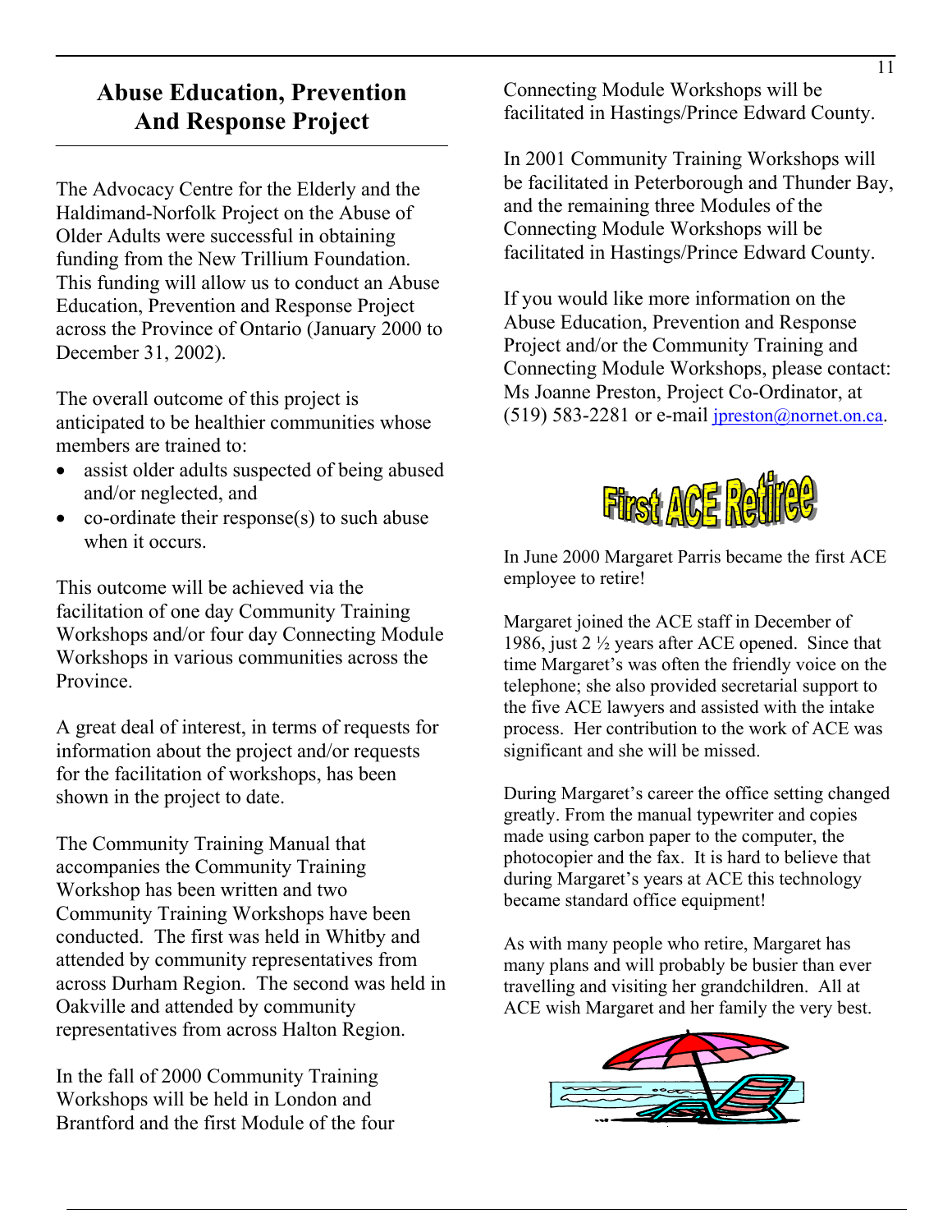## Abuse Education, Prevention And Response Project

The Advocacy Centre for the Elderly and the Haldimand-Norfolk Project on the Abuse of Older Adults were successful in obtaining funding from the New Trillium Foundation. This funding will allow us to conduct an Abuse Education, Prevention and Response Project across the Province of Ontario (January 2000 to December 31, 2002).

The overall outcome of this project is anticipated to be healthier communities whose members are trained to:

- assist older adults suspected of being abused and/or neglected, and
- co-ordinate their response(s) to such abuse when it occurs.

This outcome will be achieved via the facilitation of one day Community Training Workshops and/or four day Connecting Module Workshops in various communities across the Province.

A great deal of interest, in terms of requests for information about the project and/or requests for the facilitation of workshops, has been shown in the project to date.

The Community Training Manual that accompanies the Community Training Workshop has been written and two Community Training Workshops have been conducted. The first was held in Whitby and attended by community representatives from across Durham Region. The second was held in Oakville and attended by community representatives from across Halton Region.

In the fall of 2000 Community Training Workshops will be held in London and Brantford and the first Module of the four Connecting Module Workshops will be facilitated in Hastings/Prince Edward County.

In 2001 Community Training Workshops will be facilitated in Peterborough and Thunder Bay, and the remaining three Modules of the Connecting Module Workshops will be facilitated in Hastings/Prince Edward County.

If you would like more information on the Abuse Education, Prevention and Response Project and/or the Community Training and Connecting Module Workshops, please contact: Ms Joanne Preston, Project Co-Ordinator, at (519) 583-2281 or e-mail jpreston@nornet.on.ca.

## First ACE Retiree

In June 2000 Margaret Parris became the first ACE employee to retire!

Margaret joined the ACE staff in December of 1986, just 2 ½ years after ACE opened. Since that time Margaret's was often the friendly voice on the telephone; she also provided secretarial support to the five ACE lawyers and assisted with the intake process. Her contribution to the work of ACE was significant and she will be missed.

During Margaret's career the office setting changed greatly. From the manual typewriter and copies made using carbon paper to the computer, the photocopier and the fax. It is hard to believe that during Margaret's years at ACE this technology became standard office equipment!

As with many people who retire, Margaret has many plans and will probably be busier than ever travelling and visiting her grandchildren. All at ACE wish Margaret and her family the very best.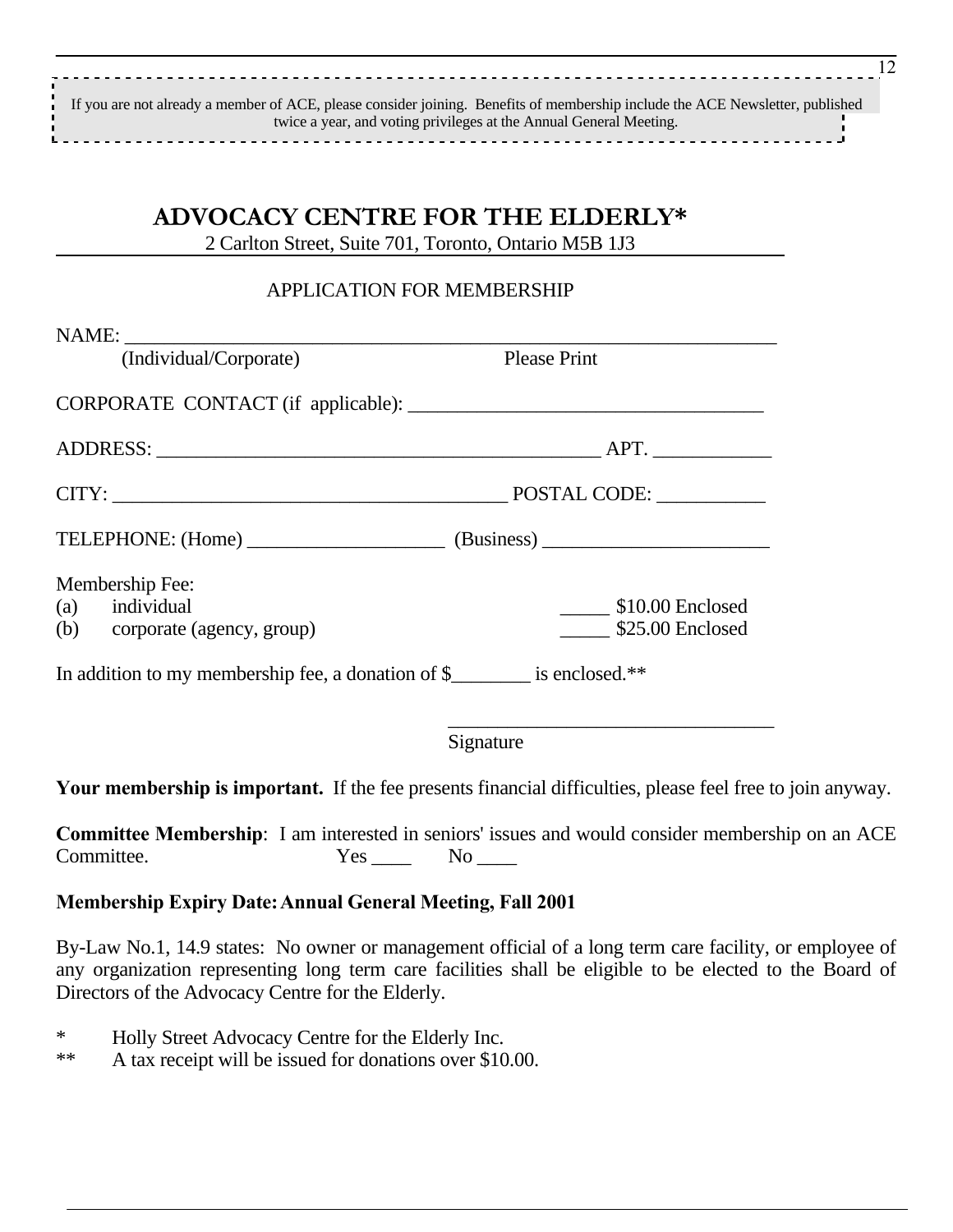If you are not already a member of ACE, please consider joining. Benefits of membership include the ACE Newsletter, published twice a year, and voting privileges at the Annual General Meeting.

# ADVOCACY CENTRE FOR THE ELDERLY*

2 Carlton Street, Suite 701, Toronto, Ontario M5B 1J3

## APPLICATION FOR MEMBERSHIP

NAME: ___________________________________________________________________

(Individual/Corporate) Please Print

CORPORATE CONTACT (if applicable): ___________________________________

ADDRESS: _____________________________________________ APT. ____________

CITY: ________________________________________ POSTAL CODE: ___________

TELEPHONE: (Home) ___________________ (Business) _______________________

Membership Fee:

(a) individual _____ $10.00 Enclosed

(b) corporate (agency, group) _____ $25.00 Enclosed

In addition to my membership fee, a donation of $________ is enclosed.**

_________________________________

Signature

**Your membership is important.** If the fee presents financial difficulties, please feel free to join anyway.

**Committee Membership**: I am interested in seniors' issues and would consider membership on an ACE Committee. Yes ____ No ____

**Membership Expiry Date: Annual General Meeting, Fall 2001**

By-Law No.1, 14.9 states: No owner or management official of a long term care facility, or employee of any organization representing long term care facilities shall be eligible to be elected to the Board of Directors of the Advocacy Centre for the Elderly.

\* Holly Street Advocacy Centre for the Elderly Inc.

** A tax receipt will be issued for donations over $10.00.